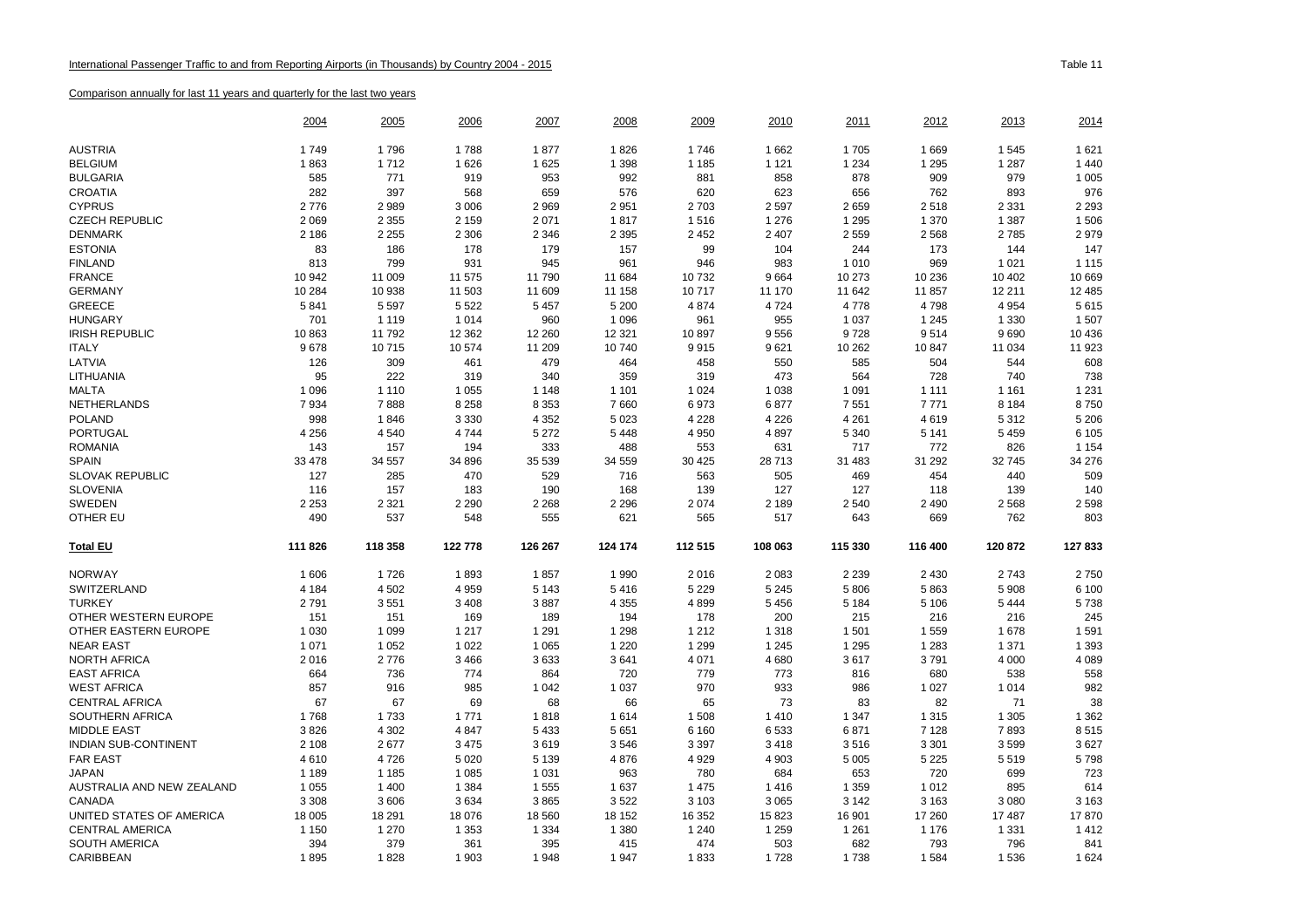International Passenger Traffic to and from Reporting Airports (in Thousands) by Country 2004 - 2015

Table 11

Comparison annually for last 11 years and quarterly for the last two years

| | 2004 | 2005 | 2006 | 2007 | 2008 | 2009 | 2010 | 2011 | 2012 | 2013 | 2014 |
|---|---|---|---|---|---|---|---|---|---|---|---|
| AUSTRIA | 1 749 | 1 796 | 1 788 | 1 877 | 1 826 | 1 746 | 1 662 | 1 705 | 1 669 | 1 545 | 1 621 |
| BELGIUM | 1 863 | 1 712 | 1 626 | 1 625 | 1 398 | 1 185 | 1 121 | 1 234 | 1 295 | 1 287 | 1 440 |
| BULGARIA | 585 | 771 | 919 | 953 | 992 | 881 | 858 | 878 | 909 | 979 | 1 005 |
| CROATIA | 282 | 397 | 568 | 659 | 576 | 620 | 623 | 656 | 762 | 893 | 976 |
| CYPRUS | 2 776 | 2 989 | 3 006 | 2 969 | 2 951 | 2 703 | 2 597 | 2 659 | 2 518 | 2 331 | 2 293 |
| CZECH REPUBLIC | 2 069 | 2 355 | 2 159 | 2 071 | 1 817 | 1 516 | 1 276 | 1 295 | 1 370 | 1 387 | 1 506 |
| DENMARK | 2 186 | 2 255 | 2 306 | 2 346 | 2 395 | 2 452 | 2 407 | 2 559 | 2 568 | 2 785 | 2 979 |
| ESTONIA | 83 | 186 | 178 | 179 | 157 | 99 | 104 | 244 | 173 | 144 | 147 |
| FINLAND | 813 | 799 | 931 | 945 | 961 | 946 | 983 | 1 010 | 969 | 1 021 | 1 115 |
| FRANCE | 10 942 | 11 009 | 11 575 | 11 790 | 11 684 | 10 732 | 9 664 | 10 273 | 10 236 | 10 402 | 10 669 |
| GERMANY | 10 284 | 10 938 | 11 503 | 11 609 | 11 158 | 10 717 | 11 170 | 11 642 | 11 857 | 12 211 | 12 485 |
| GREECE | 5 841 | 5 597 | 5 522 | 5 457 | 5 200 | 4 874 | 4 724 | 4 778 | 4 798 | 4 954 | 5 615 |
| HUNGARY | 701 | 1 119 | 1 014 | 960 | 1 096 | 961 | 955 | 1 037 | 1 245 | 1 330 | 1 507 |
| IRISH REPUBLIC | 10 863 | 11 792 | 12 362 | 12 260 | 12 321 | 10 897 | 9 556 | 9 728 | 9 514 | 9 690 | 10 436 |
| ITALY | 9 678 | 10 715 | 10 574 | 11 209 | 10 740 | 9 915 | 9 621 | 10 262 | 10 847 | 11 034 | 11 923 |
| LATVIA | 126 | 309 | 461 | 479 | 464 | 458 | 550 | 585 | 504 | 544 | 608 |
| LITHUANIA | 95 | 222 | 319 | 340 | 359 | 319 | 473 | 564 | 728 | 740 | 738 |
| MALTA | 1 096 | 1 110 | 1 055 | 1 148 | 1 101 | 1 024 | 1 038 | 1 091 | 1 111 | 1 161 | 1 231 |
| NETHERLANDS | 7 934 | 7 888 | 8 258 | 8 353 | 7 660 | 6 973 | 6 877 | 7 551 | 7 771 | 8 184 | 8 750 |
| POLAND | 998 | 1 846 | 3 330 | 4 352 | 5 023 | 4 228 | 4 226 | 4 261 | 4 619 | 5 312 | 5 206 |
| PORTUGAL | 4 256 | 4 540 | 4 744 | 5 272 | 5 448 | 4 950 | 4 897 | 5 340 | 5 141 | 5 459 | 6 105 |
| ROMANIA | 143 | 157 | 194 | 333 | 488 | 553 | 631 | 717 | 772 | 826 | 1 154 |
| SPAIN | 33 478 | 34 557 | 34 896 | 35 539 | 34 559 | 30 425 | 28 713 | 31 483 | 31 292 | 32 745 | 34 276 |
| SLOVAK REPUBLIC | 127 | 285 | 470 | 529 | 716 | 563 | 505 | 469 | 454 | 440 | 509 |
| SLOVENIA | 116 | 157 | 183 | 190 | 168 | 139 | 127 | 127 | 118 | 139 | 140 |
| SWEDEN | 2 253 | 2 321 | 2 290 | 2 268 | 2 296 | 2 074 | 2 189 | 2 540 | 2 490 | 2 568 | 2 598 |
| OTHER EU | 490 | 537 | 548 | 555 | 621 | 565 | 517 | 643 | 669 | 762 | 803 |
| **Total EU** | **111 826** | **118 358** | **122 778** | **126 267** | **124 174** | **112 515** | **108 063** | **115 330** | **116 400** | **120 872** | **127 833** |
| NORWAY | 1 606 | 1 726 | 1 893 | 1 857 | 1 990 | 2 016 | 2 083 | 2 239 | 2 430 | 2 743 | 2 750 |
| SWITZERLAND | 4 184 | 4 502 | 4 959 | 5 143 | 5 416 | 5 229 | 5 245 | 5 806 | 5 863 | 5 908 | 6 100 |
| TURKEY | 2 791 | 3 551 | 3 408 | 3 887 | 4 355 | 4 899 | 5 456 | 5 184 | 5 106 | 5 444 | 5 738 |
| OTHER WESTERN EUROPE | 151 | 151 | 169 | 189 | 194 | 178 | 200 | 215 | 216 | 216 | 245 |
| OTHER EASTERN EUROPE | 1 030 | 1 099 | 1 217 | 1 291 | 1 298 | 1 212 | 1 318 | 1 501 | 1 559 | 1 678 | 1 591 |
| NEAR EAST | 1 071 | 1 052 | 1 022 | 1 065 | 1 220 | 1 299 | 1 245 | 1 295 | 1 283 | 1 371 | 1 393 |
| NORTH AFRICA | 2 016 | 2 776 | 3 466 | 3 633 | 3 641 | 4 071 | 4 680 | 3 617 | 3 791 | 4 000 | 4 089 |
| EAST AFRICA | 664 | 736 | 774 | 864 | 720 | 779 | 773 | 816 | 680 | 538 | 558 |
| WEST AFRICA | 857 | 916 | 985 | 1 042 | 1 037 | 970 | 933 | 986 | 1 027 | 1 014 | 982 |
| CENTRAL AFRICA | 67 | 67 | 69 | 68 | 66 | 65 | 73 | 83 | 82 | 71 | 38 |
| SOUTHERN AFRICA | 1 768 | 1 733 | 1 771 | 1 818 | 1 614 | 1 508 | 1 410 | 1 347 | 1 315 | 1 305 | 1 362 |
| MIDDLE EAST | 3 826 | 4 302 | 4 847 | 5 433 | 5 651 | 6 160 | 6 533 | 6 871 | 7 128 | 7 893 | 8 515 |
| INDIAN SUB-CONTINENT | 2 108 | 2 677 | 3 475 | 3 619 | 3 546 | 3 397 | 3 418 | 3 516 | 3 301 | 3 599 | 3 627 |
| FAR EAST | 4 610 | 4 726 | 5 020 | 5 139 | 4 876 | 4 929 | 4 903 | 5 005 | 5 225 | 5 519 | 5 798 |
| JAPAN | 1 189 | 1 185 | 1 085 | 1 031 | 963 | 780 | 684 | 653 | 720 | 699 | 723 |
| AUSTRALIA AND NEW ZEALAND | 1 055 | 1 400 | 1 384 | 1 555 | 1 637 | 1 475 | 1 416 | 1 359 | 1 012 | 895 | 614 |
| CANADA | 3 308 | 3 606 | 3 634 | 3 865 | 3 522 | 3 103 | 3 065 | 3 142 | 3 163 | 3 080 | 3 163 |
| UNITED STATES OF AMERICA | 18 005 | 18 291 | 18 076 | 18 560 | 18 152 | 16 352 | 15 823 | 16 901 | 17 260 | 17 487 | 17 870 |
| CENTRAL AMERICA | 1 150 | 1 270 | 1 353 | 1 334 | 1 380 | 1 240 | 1 259 | 1 261 | 1 176 | 1 331 | 1 412 |
| SOUTH AMERICA | 394 | 379 | 361 | 395 | 415 | 474 | 503 | 682 | 793 | 796 | 841 |
| CARIBBEAN | 1 895 | 1 828 | 1 903 | 1 948 | 1 947 | 1 833 | 1 728 | 1 738 | 1 584 | 1 536 | 1 624 |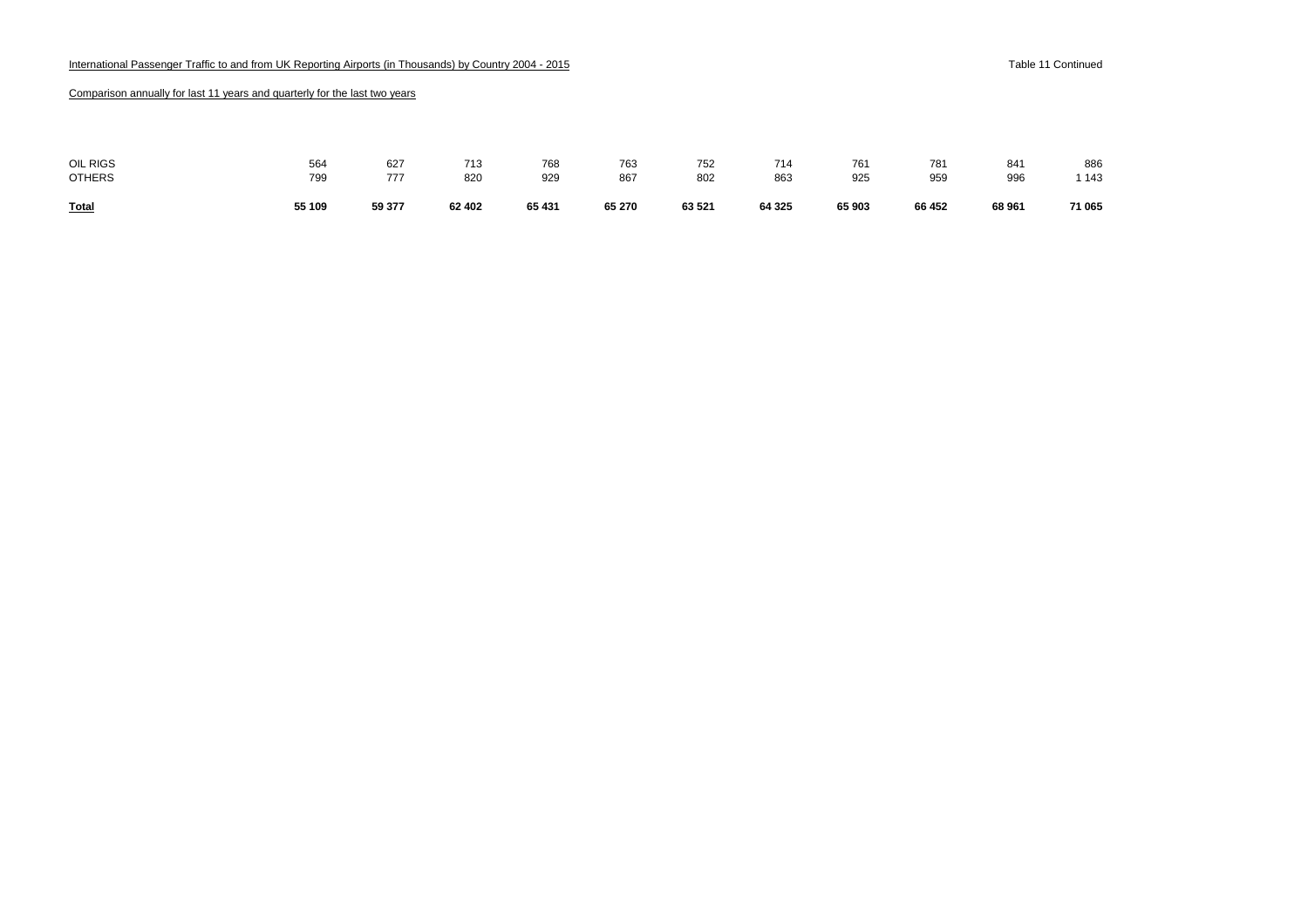International Passenger Traffic to and from UK Reporting Airports (in Thousands) by Country 2004 - 2015

Table 11 Continued

Comparison annually for last 11 years and quarterly for the last two years

| | | | | | | | | | | | |
|---|---|---|---|---|---|---|---|---|---|---|---|
| OIL RIGS | 564 | 627 | 713 | 768 | 763 | 752 | 714 | 761 | 781 | 841 | 886 |
| OTHERS | 799 | 777 | 820 | 929 | 867 | 802 | 863 | 925 | 959 | 996 | 1 143 |
| **Total** | **55 109** | **59 377** | **62 402** | **65 431** | **65 270** | **63 521** | **64 325** | **65 903** | **66 452** | **68 961** | **71 065** |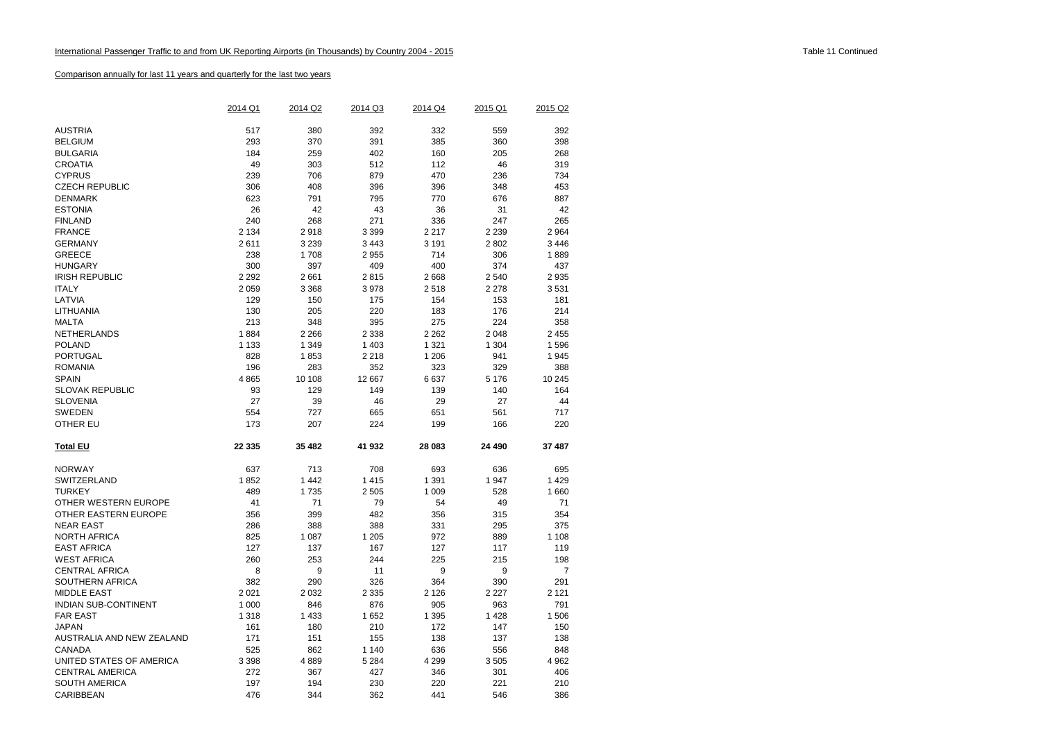International Passenger Traffic to and from UK Reporting Airports (in Thousands) by Country 2004 - 2015

Table 11 Continued

Comparison annually for last 11 years and quarterly for the last two years

| | 2014 Q1 | 2014 Q2 | 2014 Q3 | 2014 Q4 | 2015 Q1 | 2015 Q2 |
|---|---|---|---|---|---|---|
| AUSTRIA | 517 | 380 | 392 | 332 | 559 | 392 |
| BELGIUM | 293 | 370 | 391 | 385 | 360 | 398 |
| BULGARIA | 184 | 259 | 402 | 160 | 205 | 268 |
| CROATIA | 49 | 303 | 512 | 112 | 46 | 319 |
| CYPRUS | 239 | 706 | 879 | 470 | 236 | 734 |
| CZECH REPUBLIC | 306 | 408 | 396 | 396 | 348 | 453 |
| DENMARK | 623 | 791 | 795 | 770 | 676 | 887 |
| ESTONIA | 26 | 42 | 43 | 36 | 31 | 42 |
| FINLAND | 240 | 268 | 271 | 336 | 247 | 265 |
| FRANCE | 2 134 | 2 918 | 3 399 | 2 217 | 2 239 | 2 964 |
| GERMANY | 2 611 | 3 239 | 3 443 | 3 191 | 2 802 | 3 446 |
| GREECE | 238 | 1 708 | 2 955 | 714 | 306 | 1 889 |
| HUNGARY | 300 | 397 | 409 | 400 | 374 | 437 |
| IRISH REPUBLIC | 2 292 | 2 661 | 2 815 | 2 668 | 2 540 | 2 935 |
| ITALY | 2 059 | 3 368 | 3 978 | 2 518 | 2 278 | 3 531 |
| LATVIA | 129 | 150 | 175 | 154 | 153 | 181 |
| LITHUANIA | 130 | 205 | 220 | 183 | 176 | 214 |
| MALTA | 213 | 348 | 395 | 275 | 224 | 358 |
| NETHERLANDS | 1 884 | 2 266 | 2 338 | 2 262 | 2 048 | 2 455 |
| POLAND | 1 133 | 1 349 | 1 403 | 1 321 | 1 304 | 1 596 |
| PORTUGAL | 828 | 1 853 | 2 218 | 1 206 | 941 | 1 945 |
| ROMANIA | 196 | 283 | 352 | 323 | 329 | 388 |
| SPAIN | 4 865 | 10 108 | 12 667 | 6 637 | 5 176 | 10 245 |
| SLOVAK REPUBLIC | 93 | 129 | 149 | 139 | 140 | 164 |
| SLOVENIA | 27 | 39 | 46 | 29 | 27 | 44 |
| SWEDEN | 554 | 727 | 665 | 651 | 561 | 717 |
| OTHER EU | 173 | 207 | 224 | 199 | 166 | 220 |
| **Total EU** | **22 335** | **35 482** | **41 932** | **28 083** | **24 490** | **37 487** |
| NORWAY | 637 | 713 | 708 | 693 | 636 | 695 |
| SWITZERLAND | 1 852 | 1 442 | 1 415 | 1 391 | 1 947 | 1 429 |
| TURKEY | 489 | 1 735 | 2 505 | 1 009 | 528 | 1 660 |
| OTHER WESTERN EUROPE | 41 | 71 | 79 | 54 | 49 | 71 |
| OTHER EASTERN EUROPE | 356 | 399 | 482 | 356 | 315 | 354 |
| NEAR EAST | 286 | 388 | 388 | 331 | 295 | 375 |
| NORTH AFRICA | 825 | 1 087 | 1 205 | 972 | 889 | 1 108 |
| EAST AFRICA | 127 | 137 | 167 | 127 | 117 | 119 |
| WEST AFRICA | 260 | 253 | 244 | 225 | 215 | 198 |
| CENTRAL AFRICA | 8 | 9 | 11 | 9 | 9 | 7 |
| SOUTHERN AFRICA | 382 | 290 | 326 | 364 | 390 | 291 |
| MIDDLE EAST | 2 021 | 2 032 | 2 335 | 2 126 | 2 227 | 2 121 |
| INDIAN SUB-CONTINENT | 1 000 | 846 | 876 | 905 | 963 | 791 |
| FAR EAST | 1 318 | 1 433 | 1 652 | 1 395 | 1 428 | 1 506 |
| JAPAN | 161 | 180 | 210 | 172 | 147 | 150 |
| AUSTRALIA AND NEW ZEALAND | 171 | 151 | 155 | 138 | 137 | 138 |
| CANADA | 525 | 862 | 1 140 | 636 | 556 | 848 |
| UNITED STATES OF AMERICA | 3 398 | 4 889 | 5 284 | 4 299 | 3 505 | 4 962 |
| CENTRAL AMERICA | 272 | 367 | 427 | 346 | 301 | 406 |
| SOUTH AMERICA | 197 | 194 | 230 | 220 | 221 | 210 |
| CARIBBEAN | 476 | 344 | 362 | 441 | 546 | 386 |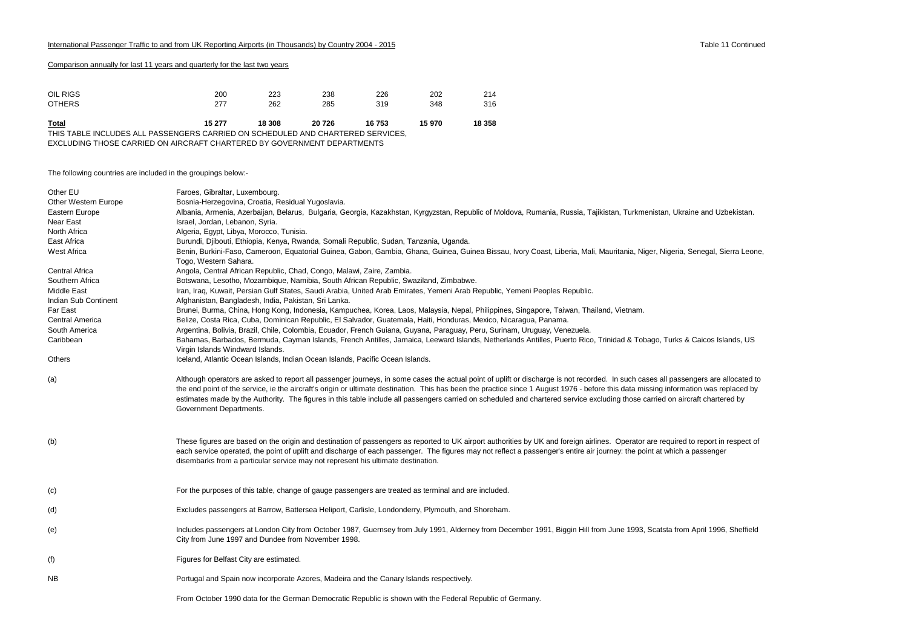International Passenger Traffic to and from UK Reporting Airports (in Thousands) by Country 2004 - 2015

Table 11 Continued

Comparison annually for last 11 years and quarterly for the last two years

| | | | | | | |
|---|---|---|---|---|---|---|
| OIL RIGS | 200 | 223 | 238 | 226 | 202 | 214 |
| OTHERS | 277 | 262 | 285 | 319 | 348 | 316 |
| **Total** | **15 277** | **18 308** | **20 726** | **16 753** | **15 970** | **18 358** |

THIS TABLE INCLUDES ALL PASSENGERS CARRIED ON SCHEDULED AND CHARTERED SERVICES,
EXCLUDING THOSE CARRIED ON AIRCRAFT CHARTERED BY GOVERNMENT DEPARTMENTS

The following countries are included in the groupings below:-

| | |
|---|---|
| Other EU | Faroes, Gibraltar, Luxembourg. |
| Other Western Europe | Bosnia-Herzegovina, Croatia, Residual Yugoslavia. |
| Eastern Europe | Albania, Armenia, Azerbaijan, Belarus, Bulgaria, Georgia, Kazakhstan, Kyrgyzstan, Republic of Moldova, Rumania, Russia, Tajikistan, Turkmenistan, Ukraine and Uzbekistan. |
| Near East | Israel, Jordan, Lebanon, Syria. |
| North Africa | Algeria, Egypt, Libya, Morocco, Tunisia. |
| East Africa | Burundi, Djibouti, Ethiopia, Kenya, Rwanda, Somali Republic, Sudan, Tanzania, Uganda. |
| West Africa | Benin, Burkini-Faso, Cameroon, Equatorial Guinea, Gabon, Gambia, Ghana, Guinea, Guinea Bissau, Ivory Coast, Liberia, Mali, Mauritania, Niger, Nigeria, Senegal, Sierra Leone, Togo, Western Sahara. |
| Central Africa | Angola, Central African Republic, Chad, Congo, Malawi, Zaire, Zambia. |
| Southern Africa | Botswana, Lesotho, Mozambique, Namibia, South African Republic, Swaziland, Zimbabwe. |
| Middle East | Iran, Iraq, Kuwait, Persian Gulf States, Saudi Arabia, United Arab Emirates, Yemeni Arab Republic, Yemeni Peoples Republic. |
| Indian Sub Continent | Afghanistan, Bangladesh, India, Pakistan, Sri Lanka. |
| Far East | Brunei, Burma, China, Hong Kong, Indonesia, Kampuchea, Korea, Laos, Malaysia, Nepal, Philippines, Singapore, Taiwan, Thailand, Vietnam. |
| Central America | Belize, Costa Rica, Cuba, Dominican Republic, El Salvador, Guatemala, Haiti, Honduras, Mexico, Nicaragua, Panama. |
| South America | Argentina, Bolivia, Brazil, Chile, Colombia, Ecuador, French Guiana, Guyana, Paraguay, Peru, Surinam, Uruguay, Venezuela. |
| Caribbean | Bahamas, Barbados, Bermuda, Cayman Islands, French Antilles, Jamaica, Leeward Islands, Netherlands Antilles, Puerto Rico, Trinidad & Tobago, Turks & Caicos Islands, US Virgin Islands Windward Islands. |
| Others | Iceland, Atlantic Ocean Islands, Indian Ocean Islands, Pacific Ocean Islands. |

(a) Although operators are asked to report all passenger journeys, in some cases the actual point of uplift or discharge is not recorded. In such cases all passengers are allocated to the end point of the service, ie the aircraft's origin or ultimate destination. This has been the practice since 1 August 1976 - before this data missing information was replaced by estimates made by the Authority. The figures in this table include all passengers carried on scheduled and chartered service excluding those carried on aircraft chartered by Government Departments.

(b) These figures are based on the origin and destination of passengers as reported to UK airport authorities by UK and foreign airlines. Operator are required to report in respect of each service operated, the point of uplift and discharge of each passenger. The figures may not reflect a passenger's entire air journey: the point at which a passenger disembarks from a particular service may not represent his ultimate destination.

(c) For the purposes of this table, change of gauge passengers are treated as terminal and are included.

(d) Excludes passengers at Barrow, Battersea Heliport, Carlisle, Londonderry, Plymouth, and Shoreham.

(e) Includes passengers at London City from October 1987, Guernsey from July 1991, Alderney from December 1991, Biggin Hill from June 1993, Scatsta from April 1996, Sheffield City from June 1997 and Dundee from November 1998.

(f) Figures for Belfast City are estimated.

NB Portugal and Spain now incorporate Azores, Madeira and the Canary Islands respectively.

From October 1990 data for the German Democratic Republic is shown with the Federal Republic of Germany.